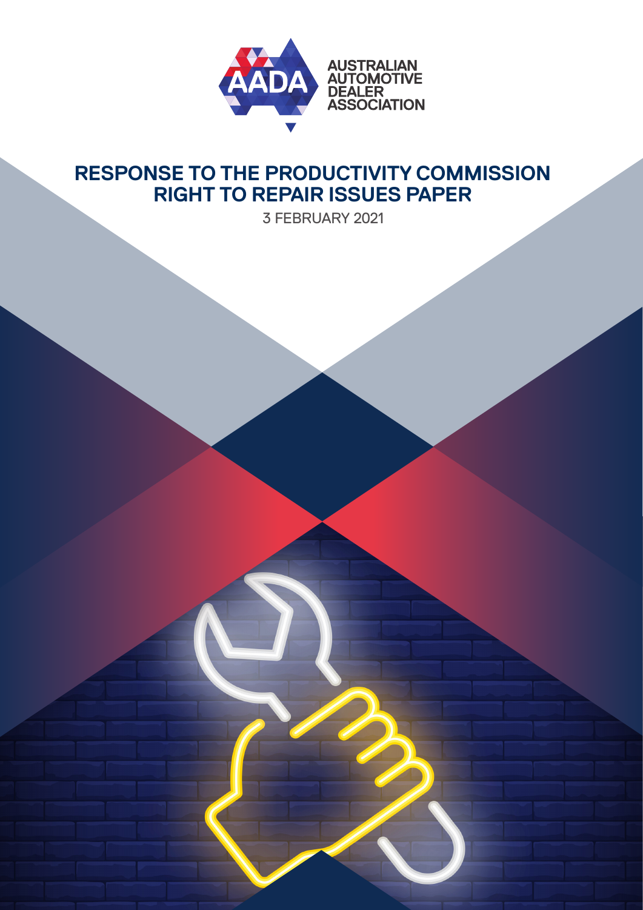AUSTRALIAN AUTOMOTIVE DEALER ASSOCIATION

# RESPONSE TO THE PRODUCTIVITY COMMISSION RIGHT TO REPAIR ISSUES PAPER

3 FEBRUARY 2021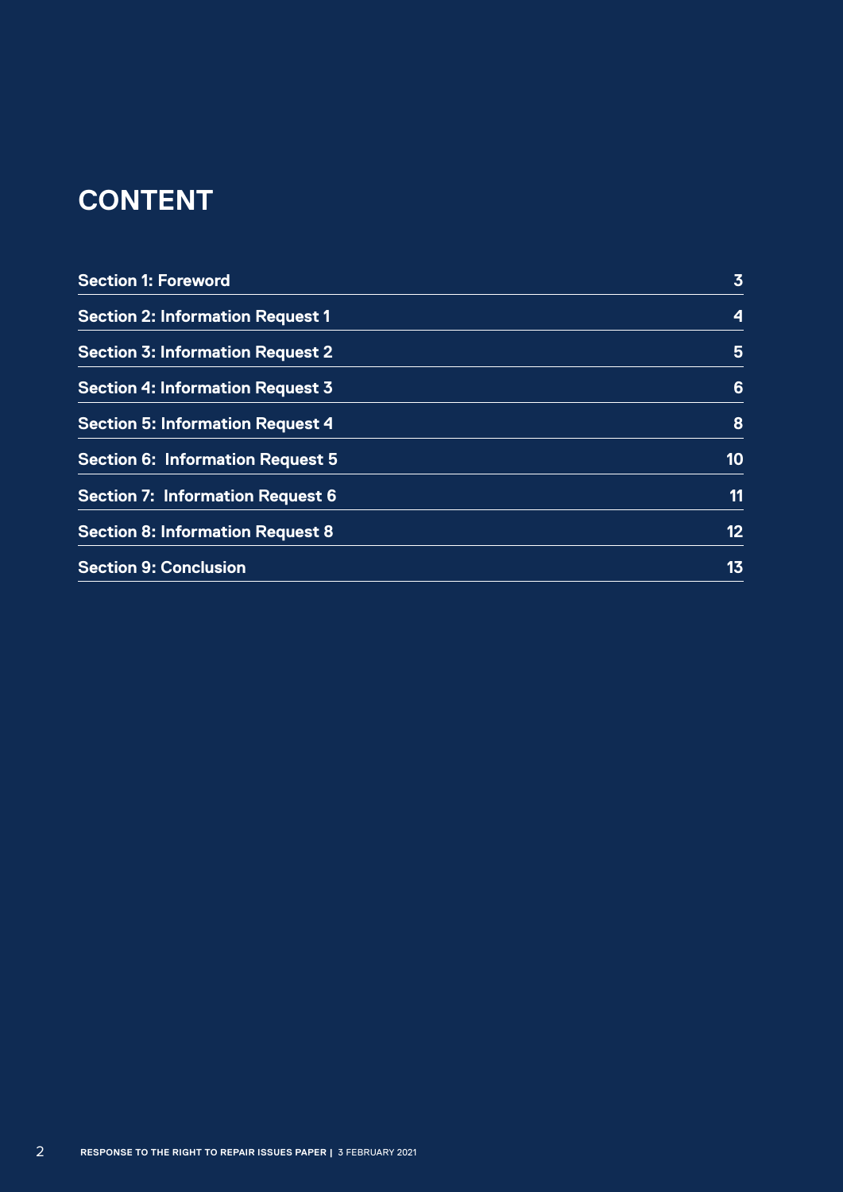# CONTENT

| | |
|---|---|
| Section 1: Foreword | 3 |
| Section 2: Information Request 1 | 4 |
| Section 3: Information Request 2 | 5 |
| Section 4: Information Request 3 | 6 |
| Section 5: Information Request 4 | 8 |
| Section 6: Information Request 5 | 10 |
| Section 7: Information Request 6 | 11 |
| Section 8: Information Request 8 | 12 |
| Section 9: Conclusion | 13 |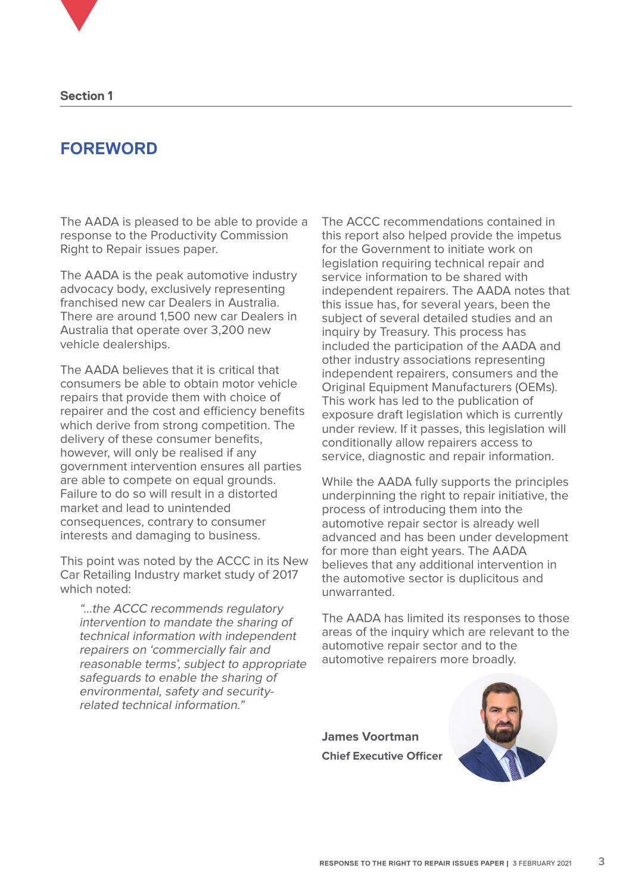Section 1

# FOREWORD

The AADA is pleased to be able to provide a response to the Productivity Commission Right to Repair issues paper.

The AADA is the peak automotive industry advocacy body, exclusively representing franchised new car Dealers in Australia. There are around 1,500 new car Dealers in Australia that operate over 3,200 new vehicle dealerships.

The AADA believes that it is critical that consumers be able to obtain motor vehicle repairs that provide them with choice of repairer and the cost and efficiency benefits which derive from strong competition. The delivery of these consumer benefits, however, will only be realised if any government intervention ensures all parties are able to compete on equal grounds. Failure to do so will result in a distorted market and lead to unintended consequences, contrary to consumer interests and damaging to business.

This point was noted by the ACCC in its New Car Retailing Industry market study of 2017 which noted:

> *"...the ACCC recommends regulatory intervention to mandate the sharing of technical information with independent repairers on 'commercially fair and reasonable terms', subject to appropriate safeguards to enable the sharing of environmental, safety and security-related technical information."*

The ACCC recommendations contained in this report also helped provide the impetus for the Government to initiate work on legislation requiring technical repair and service information to be shared with independent repairers. The AADA notes that this issue has, for several years, been the subject of several detailed studies and an inquiry by Treasury. This process has included the participation of the AADA and other industry associations representing independent repairers, consumers and the Original Equipment Manufacturers (OEMs). This work has led to the publication of exposure draft legislation which is currently under review. If it passes, this legislation will conditionally allow repairers access to service, diagnostic and repair information.

While the AADA fully supports the principles underpinning the right to repair initiative, the process of introducing them into the automotive repair sector is already well advanced and has been under development for more than eight years. The AADA believes that any additional intervention in the automotive sector is duplicitous and unwarranted.

The AADA has limited its responses to those areas of the inquiry which are relevant to the automotive repair sector and to the automotive repairers more broadly.

**James Voortman**
**Chief Executive Officer**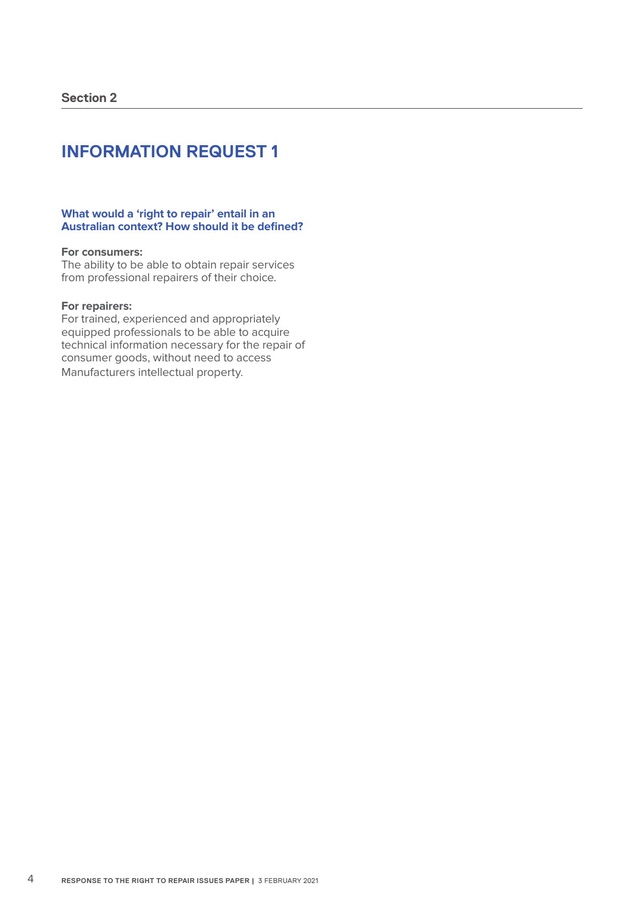Section 2

# INFORMATION REQUEST 1

### What would a 'right to repair' entail in an Australian context? How should it be defined?

**For consumers:**
The ability to be able to obtain repair services from professional repairers of their choice.

**For repairers:**
For trained, experienced and appropriately equipped professionals to be able to acquire technical information necessary for the repair of consumer goods, without need to access Manufacturers intellectual property.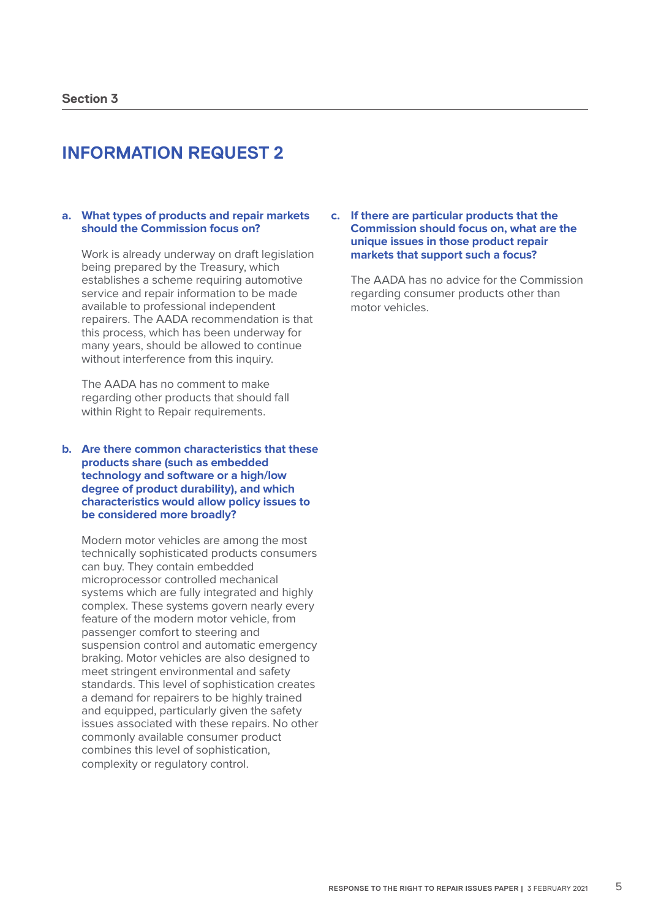Section 3

# INFORMATION REQUEST 2

### a. What types of products and repair markets should the Commission focus on?

Work is already underway on draft legislation being prepared by the Treasury, which establishes a scheme requiring automotive service and repair information to be made available to professional independent repairers. The AADA recommendation is that this process, which has been underway for many years, should be allowed to continue without interference from this inquiry.

The AADA has no comment to make regarding other products that should fall within Right to Repair requirements.

### b. Are there common characteristics that these products share (such as embedded technology and software or a high/low degree of product durability), and which characteristics would allow policy issues to be considered more broadly?

Modern motor vehicles are among the most technically sophisticated products consumers can buy. They contain embedded microprocessor controlled mechanical systems which are fully integrated and highly complex. These systems govern nearly every feature of the modern motor vehicle, from passenger comfort to steering and suspension control and automatic emergency braking. Motor vehicles are also designed to meet stringent environmental and safety standards. This level of sophistication creates a demand for repairers to be highly trained and equipped, particularly given the safety issues associated with these repairs. No other commonly available consumer product combines this level of sophistication, complexity or regulatory control.

### c. If there are particular products that the Commission should focus on, what are the unique issues in those product repair markets that support such a focus?

The AADA has no advice for the Commission regarding consumer products other than motor vehicles.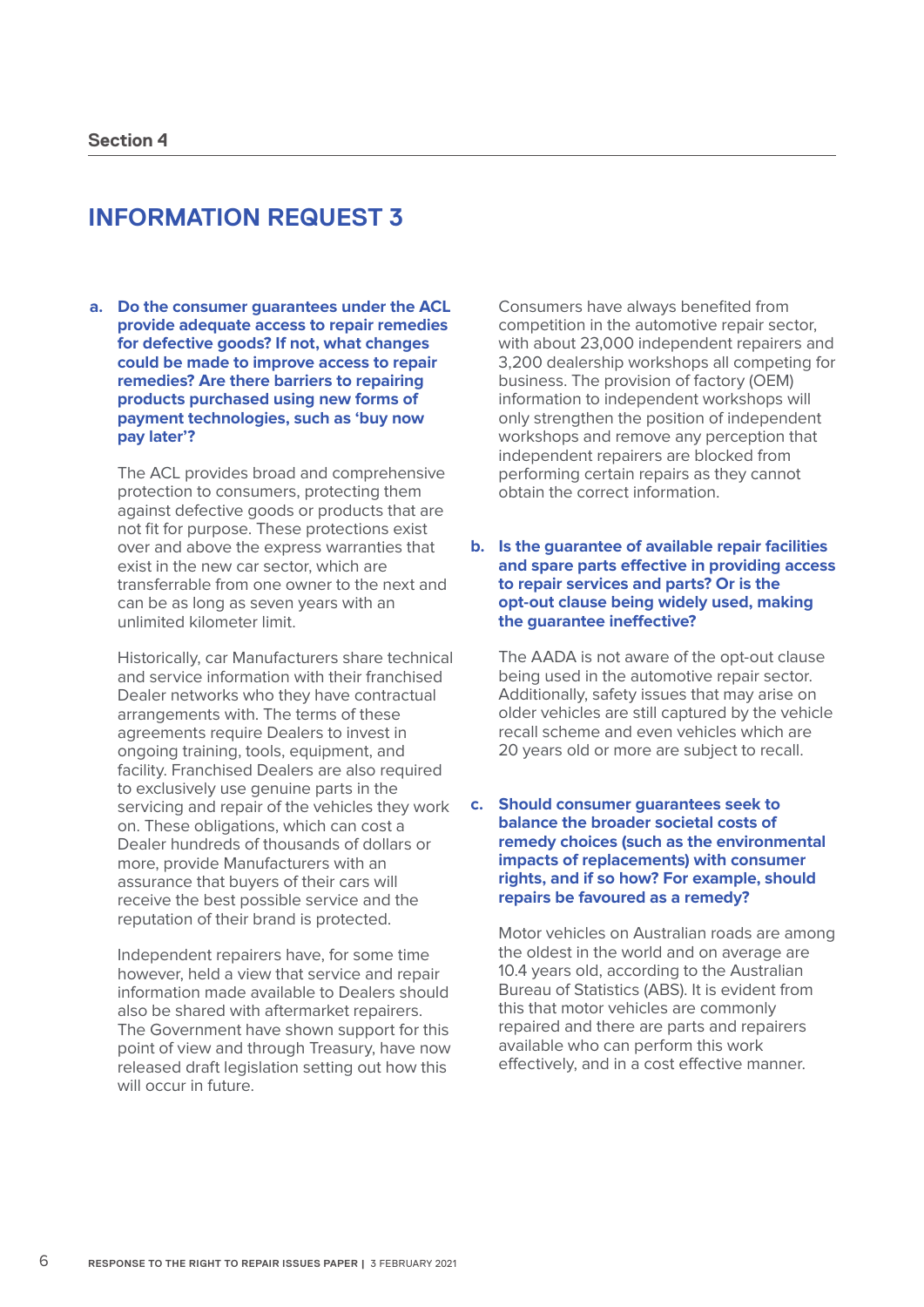Section 4

# INFORMATION REQUEST 3

**a. Do the consumer guarantees under the ACL provide adequate access to repair remedies for defective goods? If not, what changes could be made to improve access to repair remedies? Are there barriers to repairing products purchased using new forms of payment technologies, such as 'buy now pay later'?**

The ACL provides broad and comprehensive protection to consumers, protecting them against defective goods or products that are not fit for purpose. These protections exist over and above the express warranties that exist in the new car sector, which are transferrable from one owner to the next and can be as long as seven years with an unlimited kilometer limit.

Historically, car Manufacturers share technical and service information with their franchised Dealer networks who they have contractual arrangements with. The terms of these agreements require Dealers to invest in ongoing training, tools, equipment, and facility. Franchised Dealers are also required to exclusively use genuine parts in the servicing and repair of the vehicles they work on. These obligations, which can cost a Dealer hundreds of thousands of dollars or more, provide Manufacturers with an assurance that buyers of their cars will receive the best possible service and the reputation of their brand is protected.

Independent repairers have, for some time however, held a view that service and repair information made available to Dealers should also be shared with aftermarket repairers. The Government have shown support for this point of view and through Treasury, have now released draft legislation setting out how this will occur in future.

Consumers have always benefited from competition in the automotive repair sector, with about 23,000 independent repairers and 3,200 dealership workshops all competing for business. The provision of factory (OEM) information to independent workshops will only strengthen the position of independent workshops and remove any perception that independent repairers are blocked from performing certain repairs as they cannot obtain the correct information.

**b. Is the guarantee of available repair facilities and spare parts effective in providing access to repair services and parts? Or is the opt-out clause being widely used, making the guarantee ineffective?**

The AADA is not aware of the opt-out clause being used in the automotive repair sector. Additionally, safety issues that may arise on older vehicles are still captured by the vehicle recall scheme and even vehicles which are 20 years old or more are subject to recall.

**c. Should consumer guarantees seek to balance the broader societal costs of remedy choices (such as the environmental impacts of replacements) with consumer rights, and if so how? For example, should repairs be favoured as a remedy?**

Motor vehicles on Australian roads are among the oldest in the world and on average are 10.4 years old, according to the Australian Bureau of Statistics (ABS). It is evident from this that motor vehicles are commonly repaired and there are parts and repairers available who can perform this work effectively, and in a cost effective manner.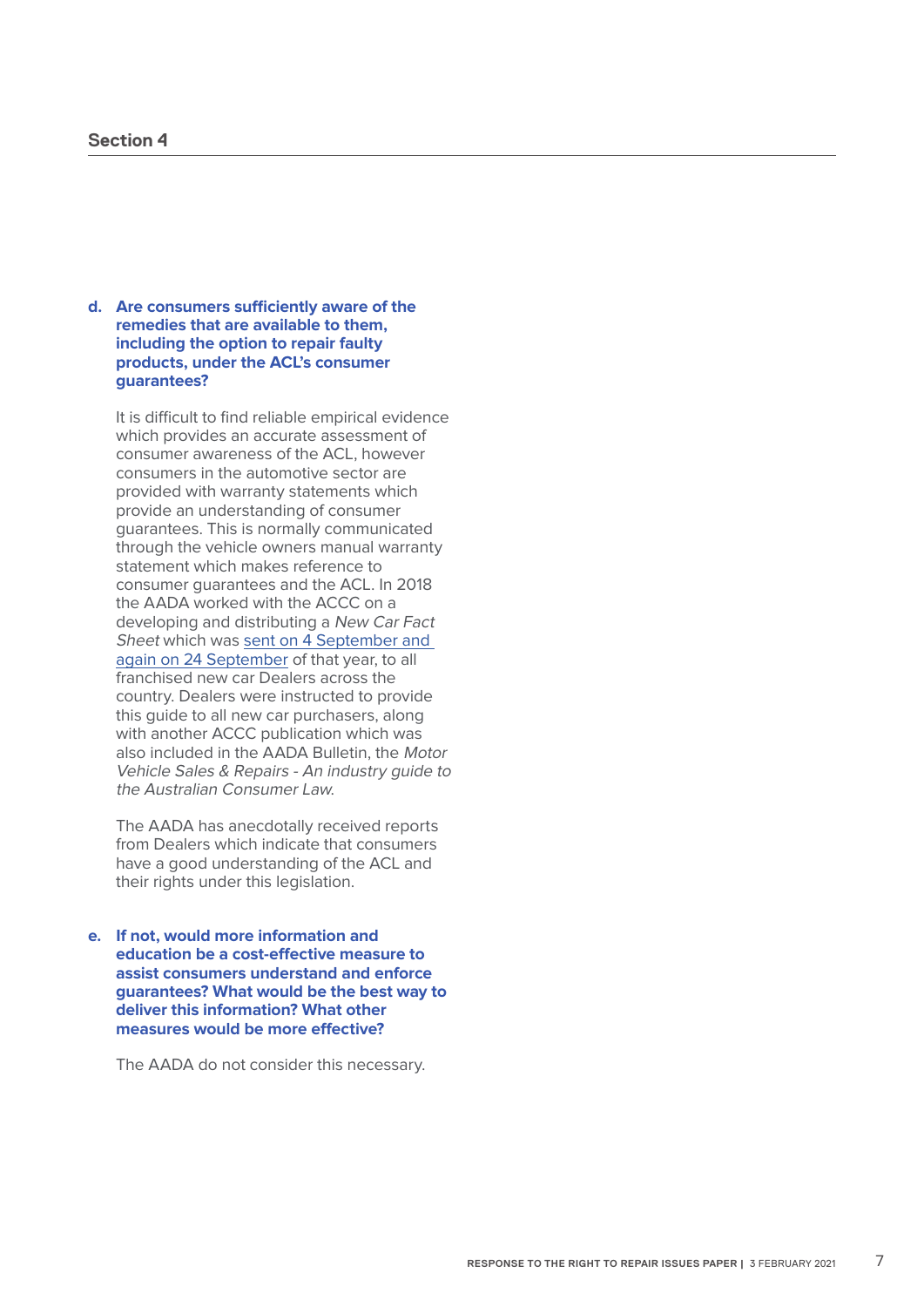## Section 4

**d. Are consumers sufficiently aware of the remedies that are available to them, including the option to repair faulty products, under the ACL's consumer guarantees?**

It is difficult to find reliable empirical evidence which provides an accurate assessment of consumer awareness of the ACL, however consumers in the automotive sector are provided with warranty statements which provide an understanding of consumer guarantees. This is normally communicated through the vehicle owners manual warranty statement which makes reference to consumer guarantees and the ACL. In 2018 the AADA worked with the ACCC on a developing and distributing a *New Car Fact Sheet* which was sent on 4 September and again on 24 September of that year, to all franchised new car Dealers across the country. Dealers were instructed to provide this guide to all new car purchasers, along with another ACCC publication which was also included in the AADA Bulletin, the *Motor Vehicle Sales & Repairs - An industry guide to the Australian Consumer Law.*

The AADA has anecdotally received reports from Dealers which indicate that consumers have a good understanding of the ACL and their rights under this legislation.

**e. If not, would more information and education be a cost-effective measure to assist consumers understand and enforce guarantees? What would be the best way to deliver this information? What other measures would be more effective?**

The AADA do not consider this necessary.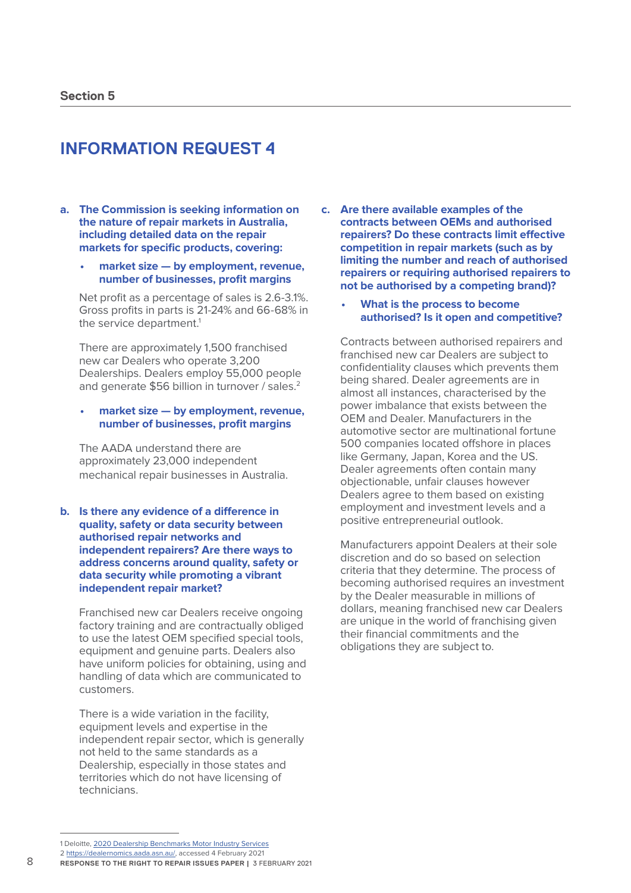Section 5

## INFORMATION REQUEST 4

**a. The Commission is seeking information on the nature of repair markets in Australia, including detailed data on the repair markets for specific products, covering:**

- **market size — by employment, revenue, number of businesses, profit margins**

Net profit as a percentage of sales is 2.6-3.1%. Gross profits in parts is 21-24% and 66-68% in the service department.[1]

There are approximately 1,500 franchised new car Dealers who operate 3,200 Dealerships. Dealers employ 55,000 people and generate $56 billion in turnover / sales.[2]

- **market size — by employment, revenue, number of businesses, profit margins**

The AADA understand there are approximately 23,000 independent mechanical repair businesses in Australia.

**b. Is there any evidence of a difference in quality, safety or data security between authorised repair networks and independent repairers? Are there ways to address concerns around quality, safety or data security while promoting a vibrant independent repair market?**

Franchised new car Dealers receive ongoing factory training and are contractually obliged to use the latest OEM specified special tools, equipment and genuine parts. Dealers also have uniform policies for obtaining, using and handling of data which are communicated to customers.

There is a wide variation in the facility, equipment levels and expertise in the independent repair sector, which is generally not held to the same standards as a Dealership, especially in those states and territories which do not have licensing of technicians.

**c. Are there available examples of the contracts between OEMs and authorised repairers? Do these contracts limit effective competition in repair markets (such as by limiting the number and reach of authorised repairers or requiring authorised repairers to not be authorised by a competing brand)?**

- **What is the process to become authorised? Is it open and competitive?**

Contracts between authorised repairers and franchised new car Dealers are subject to confidentiality clauses which prevents them being shared. Dealer agreements are in almost all instances, characterised by the power imbalance that exists between the OEM and Dealer. Manufacturers in the automotive sector are multinational fortune 500 companies located offshore in places like Germany, Japan, Korea and the US. Dealer agreements often contain many objectionable, unfair clauses however Dealers agree to them based on existing employment and investment levels and a positive entrepreneurial outlook.

Manufacturers appoint Dealers at their sole discretion and do so based on selection criteria that they determine. The process of becoming authorised requires an investment by the Dealer measurable in millions of dollars, meaning franchised new car Dealers are unique in the world of franchising given their financial commitments and the obligations they are subject to.

---

1 Deloitte, 2020 Dealership Benchmarks Motor Industry Services

2 https://dealernomics.aada.asn.au/, accessed 4 February 2021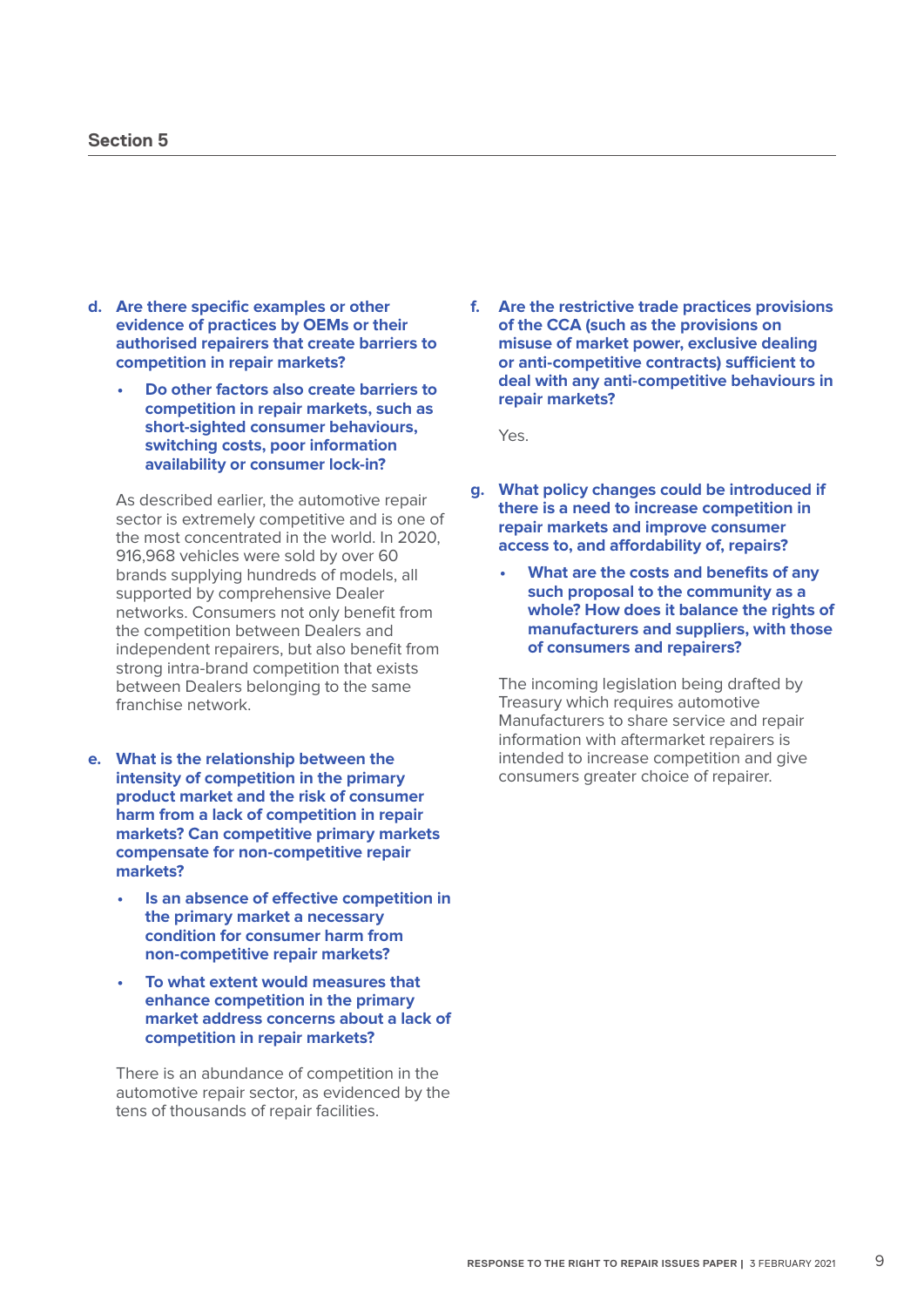## Section 5

**d. Are there specific examples or other evidence of practices by OEMs or their authorised repairers that create barriers to competition in repair markets?**

- **Do other factors also create barriers to competition in repair markets, such as short-sighted consumer behaviours, switching costs, poor information availability or consumer lock-in?**

As described earlier, the automotive repair sector is extremely competitive and is one of the most concentrated in the world. In 2020, 916,968 vehicles were sold by over 60 brands supplying hundreds of models, all supported by comprehensive Dealer networks. Consumers not only benefit from the competition between Dealers and independent repairers, but also benefit from strong intra-brand competition that exists between Dealers belonging to the same franchise network.

**e. What is the relationship between the intensity of competition in the primary product market and the risk of consumer harm from a lack of competition in repair markets? Can competitive primary markets compensate for non-competitive repair markets?**

- **Is an absence of effective competition in the primary market a necessary condition for consumer harm from non-competitive repair markets?**
- **To what extent would measures that enhance competition in the primary market address concerns about a lack of competition in repair markets?**

There is an abundance of competition in the automotive repair sector, as evidenced by the tens of thousands of repair facilities.

**f. Are the restrictive trade practices provisions of the CCA (such as the provisions on misuse of market power, exclusive dealing or anti-competitive contracts) sufficient to deal with any anti-competitive behaviours in repair markets?**

Yes.

**g. What policy changes could be introduced if there is a need to increase competition in repair markets and improve consumer access to, and affordability of, repairs?**

- **What are the costs and benefits of any such proposal to the community as a whole? How does it balance the rights of manufacturers and suppliers, with those of consumers and repairers?**

The incoming legislation being drafted by Treasury which requires automotive Manufacturers to share service and repair information with aftermarket repairers is intended to increase competition and give consumers greater choice of repairer.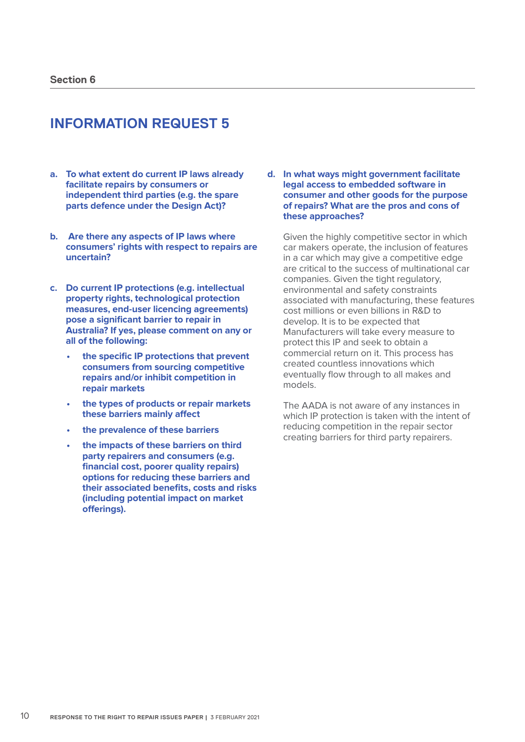Section 6

# INFORMATION REQUEST 5

**a. To what extent do current IP laws already facilitate repairs by consumers or independent third parties (e.g. the spare parts defence under the Design Act)?**

**b. Are there any aspects of IP laws where consumers' rights with respect to repairs are uncertain?**

**c. Do current IP protections (e.g. intellectual property rights, technological protection measures, end-user licencing agreements) pose a significant barrier to repair in Australia? If yes, please comment on any or all of the following:**

- **the specific IP protections that prevent consumers from sourcing competitive repairs and/or inhibit competition in repair markets**
- **the types of products or repair markets these barriers mainly affect**
- **the prevalence of these barriers**
- **the impacts of these barriers on third party repairers and consumers (e.g. financial cost, poorer quality repairs) options for reducing these barriers and their associated benefits, costs and risks (including potential impact on market offerings).**

**d. In what ways might government facilitate legal access to embedded software in consumer and other goods for the purpose of repairs? What are the pros and cons of these approaches?**

Given the highly competitive sector in which car makers operate, the inclusion of features in a car which may give a competitive edge are critical to the success of multinational car companies. Given the tight regulatory, environmental and safety constraints associated with manufacturing, these features cost millions or even billions in R&D to develop. It is to be expected that Manufacturers will take every measure to protect this IP and seek to obtain a commercial return on it. This process has created countless innovations which eventually flow through to all makes and models.

The AADA is not aware of any instances in which IP protection is taken with the intent of reducing competition in the repair sector creating barriers for third party repairers.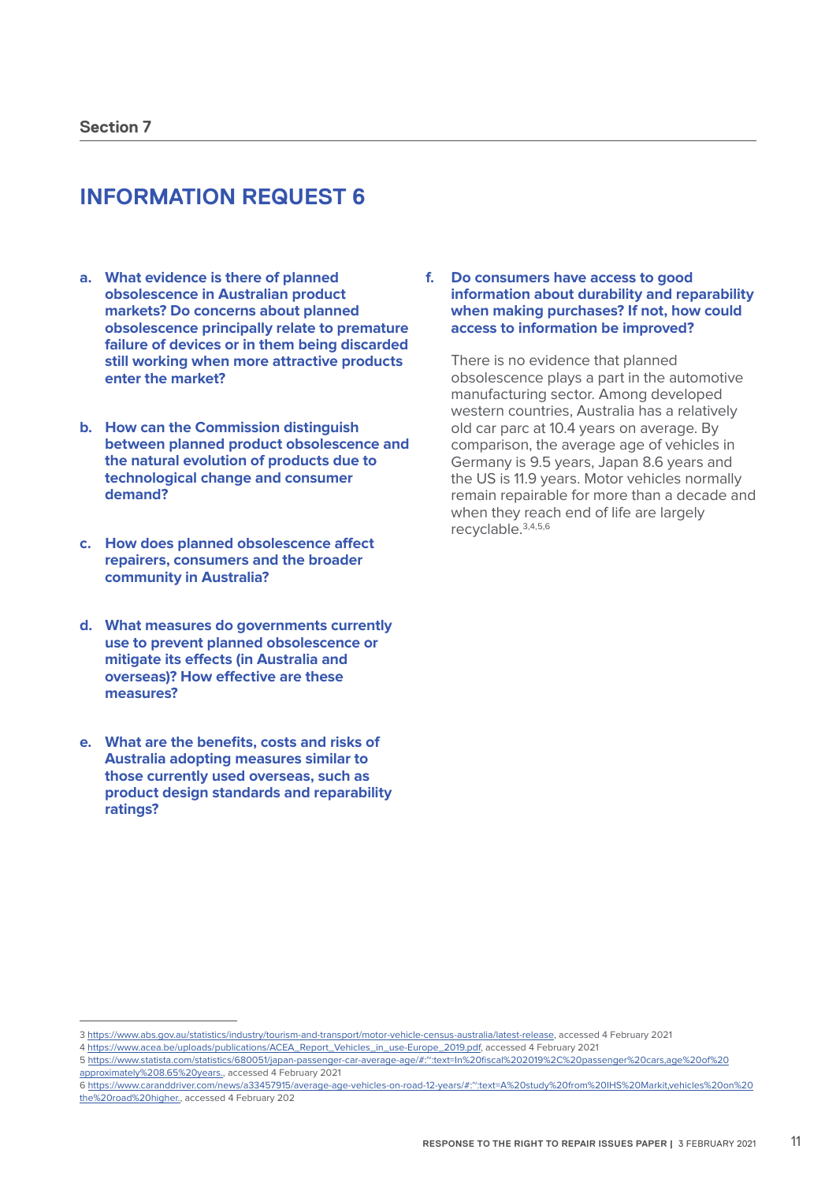Section 7

# INFORMATION REQUEST 6

**a. What evidence is there of planned obsolescence in Australian product markets? Do concerns about planned obsolescence principally relate to premature failure of devices or in them being discarded still working when more attractive products enter the market?**

**b. How can the Commission distinguish between planned product obsolescence and the natural evolution of products due to technological change and consumer demand?**

**c. How does planned obsolescence affect repairers, consumers and the broader community in Australia?**

**d. What measures do governments currently use to prevent planned obsolescence or mitigate its effects (in Australia and overseas)? How effective are these measures?**

**e. What are the benefits, costs and risks of Australia adopting measures similar to those currently used overseas, such as product design standards and reparability ratings?**

**f. Do consumers have access to good information about durability and reparability when making purchases? If not, how could access to information be improved?**

There is no evidence that planned obsolescence plays a part in the automotive manufacturing sector. Among developed western countries, Australia has a relatively old car parc at 10.4 years on average. By comparison, the average age of vehicles in Germany is 9.5 years, Japan 8.6 years and the US is 11.9 years. Motor vehicles normally remain repairable for more than a decade and when they reach end of life are largely recyclable.[3,4,5,6]

---

3 https://www.abs.gov.au/statistics/industry/tourism-and-transport/motor-vehicle-census-australia/latest-release, accessed 4 February 2021

4 https://www.acea.be/uploads/publications/ACEA_Report_Vehicles_in_use-Europe_2019.pdf, accessed 4 February 2021

5 https://www.statista.com/statistics/680051/japan-passenger-car-average-age/#:~:text=In%20fiscal%202019%2C%20passenger%20cars,age%20of%20approximately%208.65%20years., accessed 4 February 2021

6 https://www.caranddriver.com/news/a33457915/average-age-vehicles-on-road-12-years/#:~:text=A%20study%20from%20IHS%20Markit,vehicles%20on%20the%20road%20higher., accessed 4 February 202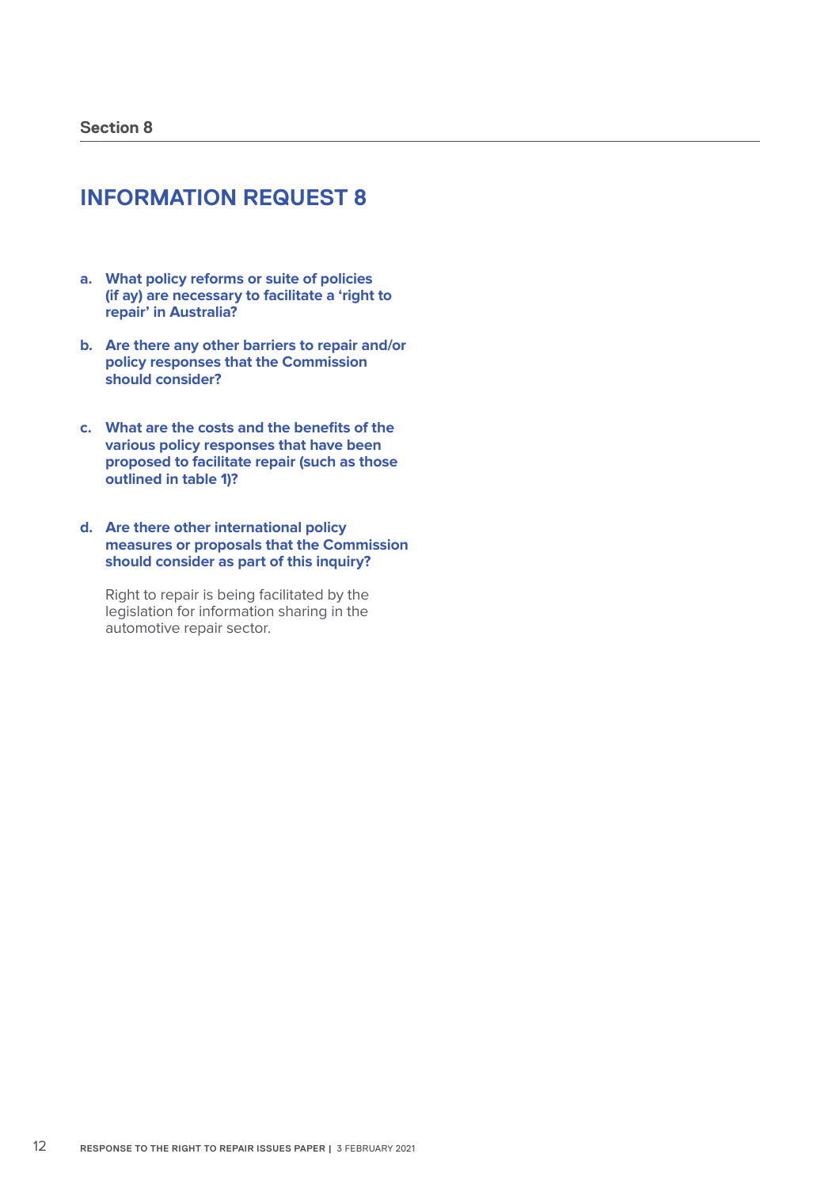Section 8

## INFORMATION REQUEST 8

a. **What policy reforms or suite of policies (if ay) are necessary to facilitate a 'right to repair' in Australia?**

b. **Are there any other barriers to repair and/or policy responses that the Commission should consider?**

c. **What are the costs and the benefits of the various policy responses that have been proposed to facilitate repair (such as those outlined in table 1)?**

d. **Are there other international policy measures or proposals that the Commission should consider as part of this inquiry?**

Right to repair is being facilitated by the legislation for information sharing in the automotive repair sector.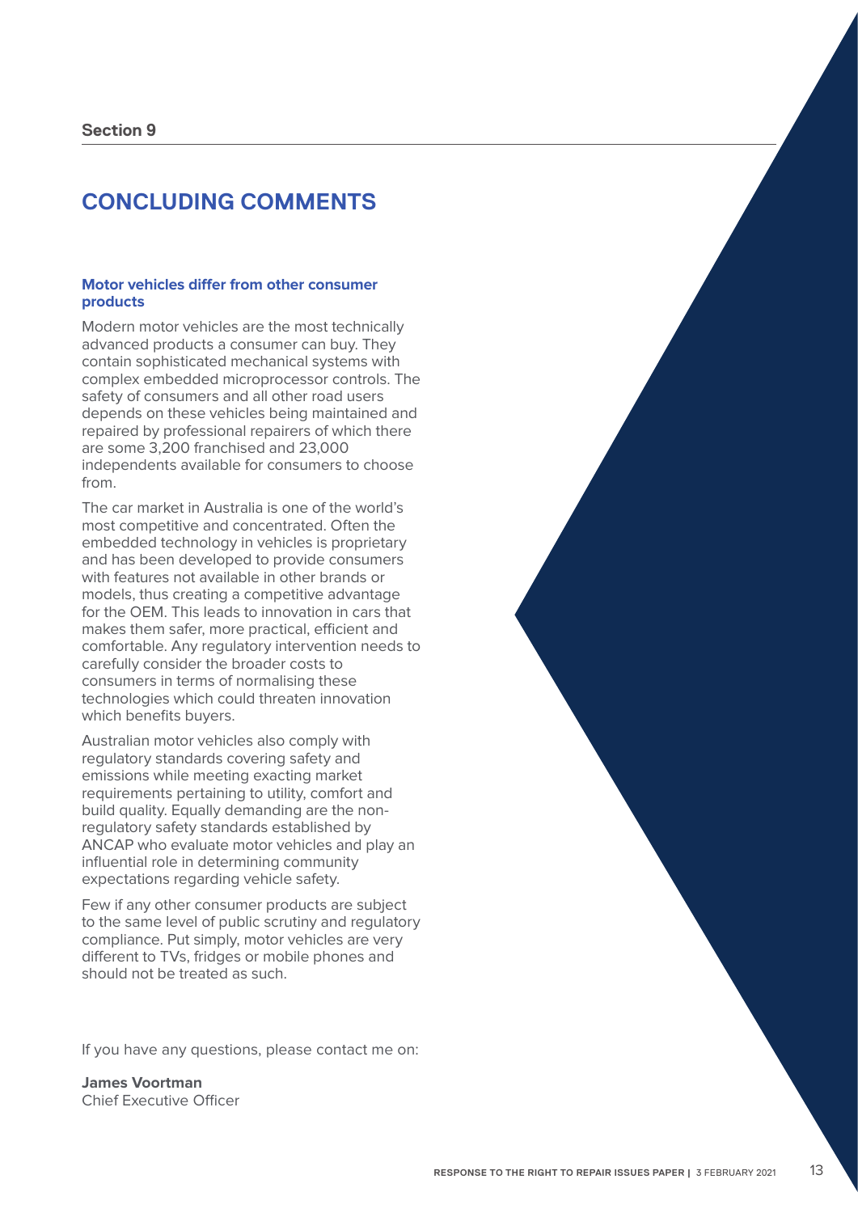Section 9

# CONCLUDING COMMENTS

### Motor vehicles differ from other consumer products

Modern motor vehicles are the most technically advanced products a consumer can buy. They contain sophisticated mechanical systems with complex embedded microprocessor controls. The safety of consumers and all other road users depends on these vehicles being maintained and repaired by professional repairers of which there are some 3,200 franchised and 23,000 independents available for consumers to choose from.

The car market in Australia is one of the world's most competitive and concentrated. Often the embedded technology in vehicles is proprietary and has been developed to provide consumers with features not available in other brands or models, thus creating a competitive advantage for the OEM. This leads to innovation in cars that makes them safer, more practical, efficient and comfortable. Any regulatory intervention needs to carefully consider the broader costs to consumers in terms of normalising these technologies which could threaten innovation which benefits buyers.

Australian motor vehicles also comply with regulatory standards covering safety and emissions while meeting exacting market requirements pertaining to utility, comfort and build quality. Equally demanding are the non-regulatory safety standards established by ANCAP who evaluate motor vehicles and play an influential role in determining community expectations regarding vehicle safety.

Few if any other consumer products are subject to the same level of public scrutiny and regulatory compliance. Put simply, motor vehicles are very different to TVs, fridges or mobile phones and should not be treated as such.

If you have any questions, please contact me on:

**James Voortman**
Chief Executive Officer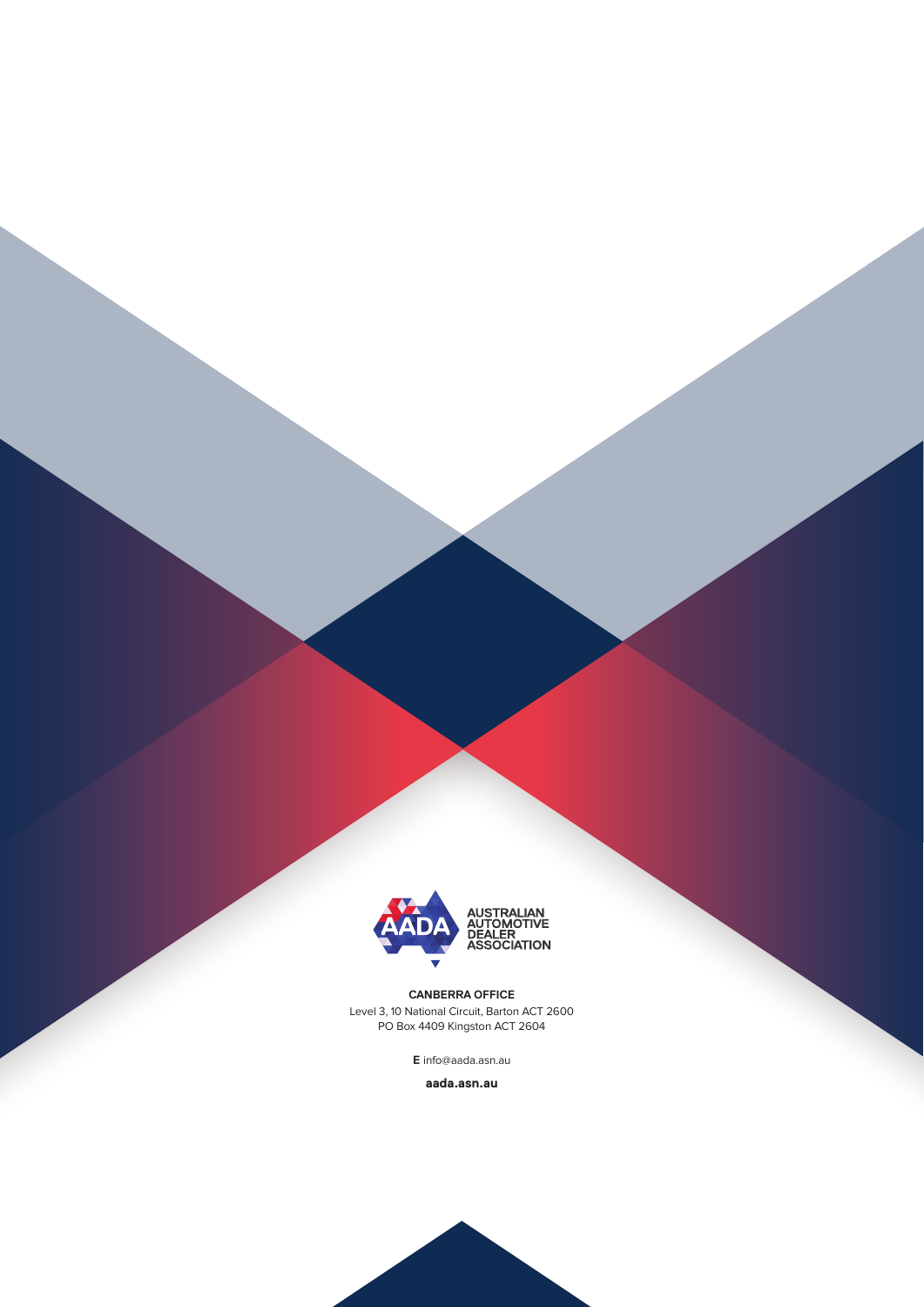AUSTRALIAN AUTOMOTIVE DEALER ASSOCIATION

**CANBERRA OFFICE**

Level 3, 10 National Circuit, Barton ACT 2600
PO Box 4409 Kingston ACT 2604

**E** info@aada.asn.au

**aada.asn.au**